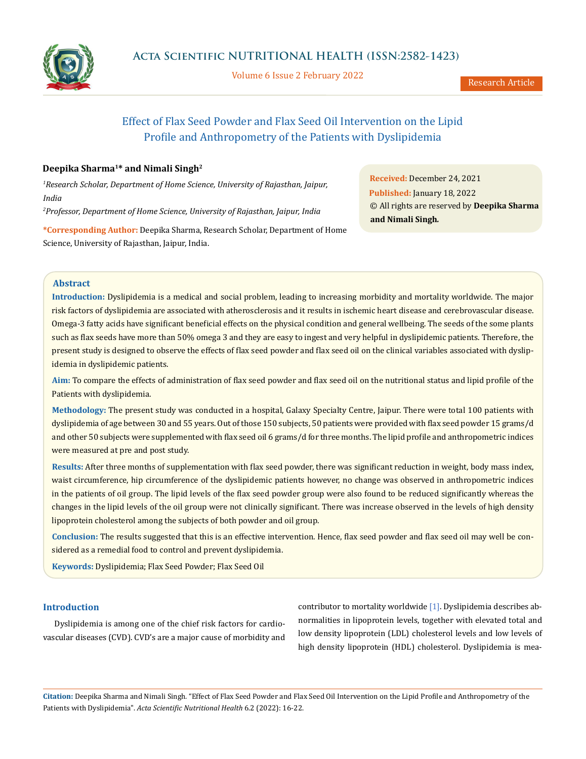# Effect of Flax Seed Powder and Flax Seed Oil Intervention on the Lipid Profile and Anthropometry of the Patients with Dyslipidemia

**Deepika Sharma[1]* and Nimali Singh[2]**

[1]*Research Scholar, Department of Home Science, University of Rajasthan, Jaipur, India*

[2]*Professor, Department of Home Science, University of Rajasthan, Jaipur, India*

**\*Corresponding Author:** Deepika Sharma, Research Scholar, Department of Home Science, University of Rajasthan, Jaipur, India.

**Received:** December 24, 2021
**Published:** January 18, 2022
© All rights are reserved by **Deepika Sharma and Nimali Singh.**

## Abstract

**Introduction:** Dyslipidemia is a medical and social problem, leading to increasing morbidity and mortality worldwide. The major risk factors of dyslipidemia are associated with atherosclerosis and it results in ischemic heart disease and cerebrovascular disease. Omega-3 fatty acids have significant beneficial effects on the physical condition and general wellbeing. The seeds of the some plants such as flax seeds have more than 50% omega 3 and they are easy to ingest and very helpful in dyslipidemic patients. Therefore, the present study is designed to observe the effects of flax seed powder and flax seed oil on the clinical variables associated with dyslipidemia in dyslipidemic patients.

**Aim:** To compare the effects of administration of flax seed powder and flax seed oil on the nutritional status and lipid profile of the Patients with dyslipidemia.

**Methodology:** The present study was conducted in a hospital, Galaxy Specialty Centre, Jaipur. There were total 100 patients with dyslipidemia of age between 30 and 55 years. Out of those 150 subjects, 50 patients were provided with flax seed powder 15 grams/d and other 50 subjects were supplemented with flax seed oil 6 grams/d for three months. The lipid profile and anthropometric indices were measured at pre and post study.

**Results:** After three months of supplementation with flax seed powder, there was significant reduction in weight, body mass index, waist circumference, hip circumference of the dyslipidemic patients however, no change was observed in anthropometric indices in the patients of oil group. The lipid levels of the flax seed powder group were also found to be reduced significantly whereas the changes in the lipid levels of the oil group were not clinically significant. There was increase observed in the levels of high density lipoprotein cholesterol among the subjects of both powder and oil group.

**Conclusion:** The results suggested that this is an effective intervention. Hence, flax seed powder and flax seed oil may well be considered as a remedial food to control and prevent dyslipidemia.

**Keywords:** Dyslipidemia; Flax Seed Powder; Flax Seed Oil

## Introduction

Dyslipidemia is among one of the chief risk factors for cardiovascular diseases (CVD). CVD's are a major cause of morbidity and contributor to mortality worldwide [1]. Dyslipidemia describes abnormalities in lipoprotein levels, together with elevated total and low density lipoprotein (LDL) cholesterol levels and low levels of high density lipoprotein (HDL) cholesterol. Dyslipidemia is mea-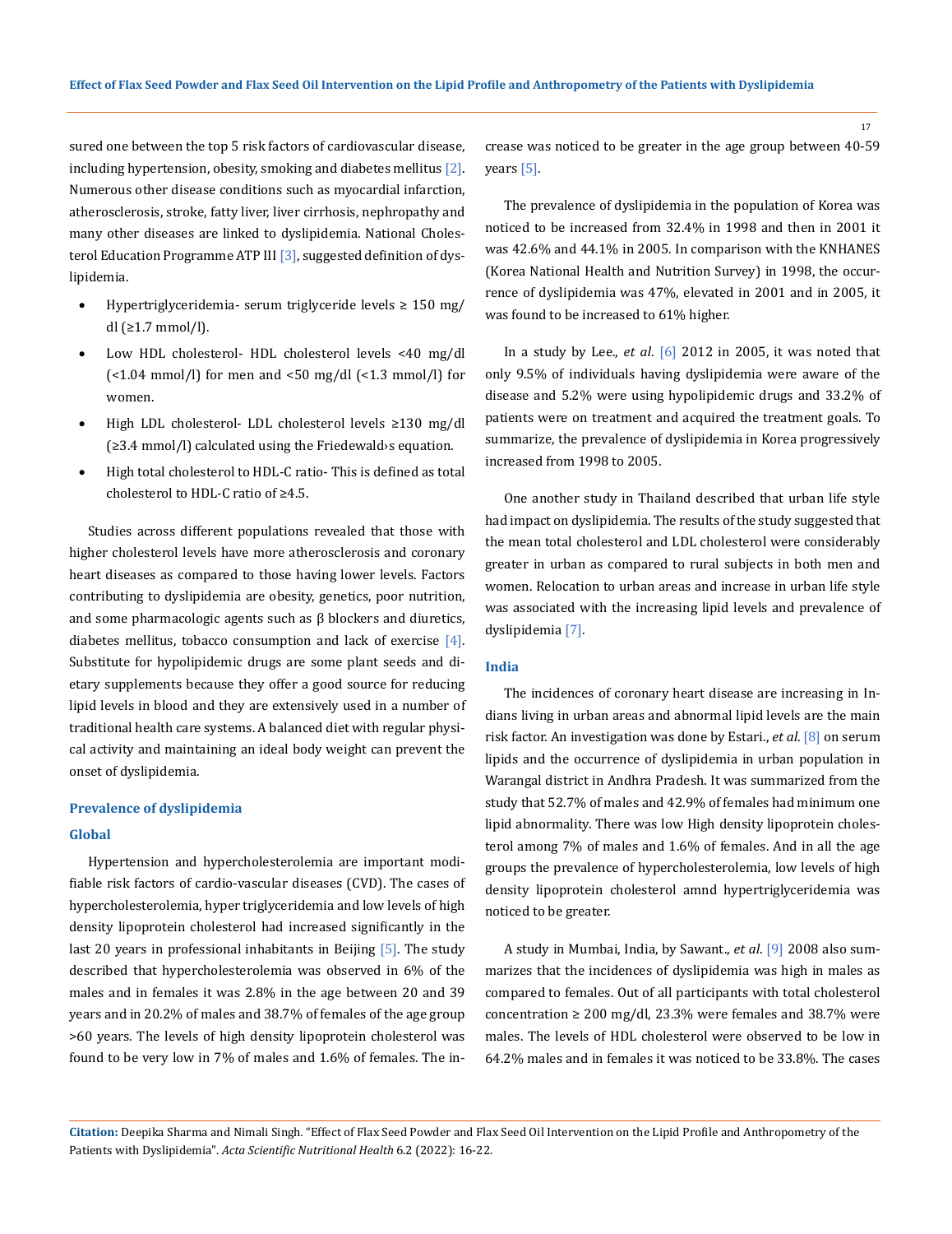sured one between the top 5 risk factors of cardiovascular disease, including hypertension, obesity, smoking and diabetes mellitus [2]. Numerous other disease conditions such as myocardial infarction, atherosclerosis, stroke, fatty liver, liver cirrhosis, nephropathy and many other diseases are linked to dyslipidemia. National Cholesterol Education Programme ATP III [3], suggested definition of dyslipidemia.

- Hypertriglyceridemia- serum triglyceride levels ≥ 150 mg/dl (≥1.7 mmol/l).
- Low HDL cholesterol- HDL cholesterol levels <40 mg/dl (<1.04 mmol/l) for men and <50 mg/dl (<1.3 mmol/l) for women.
- High LDL cholesterol- LDL cholesterol levels ≥130 mg/dl (≥3.4 mmol/l) calculated using the Friedewald›s equation.
- High total cholesterol to HDL-C ratio- This is defined as total cholesterol to HDL-C ratio of ≥4.5.

Studies across different populations revealed that those with higher cholesterol levels have more atherosclerosis and coronary heart diseases as compared to those having lower levels. Factors contributing to dyslipidemia are obesity, genetics, poor nutrition, and some pharmacologic agents such as β blockers and diuretics, diabetes mellitus, tobacco consumption and lack of exercise [4]. Substitute for hypolipidemic drugs are some plant seeds and dietary supplements because they offer a good source for reducing lipid levels in blood and they are extensively used in a number of traditional health care systems. A balanced diet with regular physical activity and maintaining an ideal body weight can prevent the onset of dyslipidemia.

## Prevalence of dyslipidemia

### Global

Hypertension and hypercholesterolemia are important modifiable risk factors of cardio-vascular diseases (CVD). The cases of hypercholesterolemia, hyper triglyceridemia and low levels of high density lipoprotein cholesterol had increased significantly in the last 20 years in professional inhabitants in Beijing [5]. The study described that hypercholesterolemia was observed in 6% of the males and in females it was 2.8% in the age between 20 and 39 years and in 20.2% of males and 38.7% of females of the age group >60 years. The levels of high density lipoprotein cholesterol was found to be very low in 7% of males and 1.6% of females. The increase was noticed to be greater in the age group between 40-59 years [5].

The prevalence of dyslipidemia in the population of Korea was noticed to be increased from 32.4% in 1998 and then in 2001 it was 42.6% and 44.1% in 2005. In comparison with the KNHANES (Korea National Health and Nutrition Survey) in 1998, the occurrence of dyslipidemia was 47%, elevated in 2001 and in 2005, it was found to be increased to 61% higher.

In a study by Lee., *et al*. [6] 2012 in 2005, it was noted that only 9.5% of individuals having dyslipidemia were aware of the disease and 5.2% were using hypolipidemic drugs and 33.2% of patients were on treatment and acquired the treatment goals. To summarize, the prevalence of dyslipidemia in Korea progressively increased from 1998 to 2005.

One another study in Thailand described that urban life style had impact on dyslipidemia. The results of the study suggested that the mean total cholesterol and LDL cholesterol were considerably greater in urban as compared to rural subjects in both men and women. Relocation to urban areas and increase in urban life style was associated with the increasing lipid levels and prevalence of dyslipidemia [7].

### India

The incidences of coronary heart disease are increasing in Indians living in urban areas and abnormal lipid levels are the main risk factor. An investigation was done by Estari., *et al*. [8] on serum lipids and the occurrence of dyslipidemia in urban population in Warangal district in Andhra Pradesh. It was summarized from the study that 52.7% of males and 42.9% of females had minimum one lipid abnormality. There was low High density lipoprotein cholesterol among 7% of males and 1.6% of females. And in all the age groups the prevalence of hypercholesterolemia, low levels of high density lipoprotein cholesterol amnd hypertriglyceridemia was noticed to be greater.

A study in Mumbai, India, by Sawant., *et al*. [9] 2008 also summarizes that the incidences of dyslipidemia was high in males as compared to females. Out of all participants with total cholesterol concentration ≥ 200 mg/dl, 23.3% were females and 38.7% were males. The levels of HDL cholesterol were observed to be low in 64.2% males and in females it was noticed to be 33.8%. The cases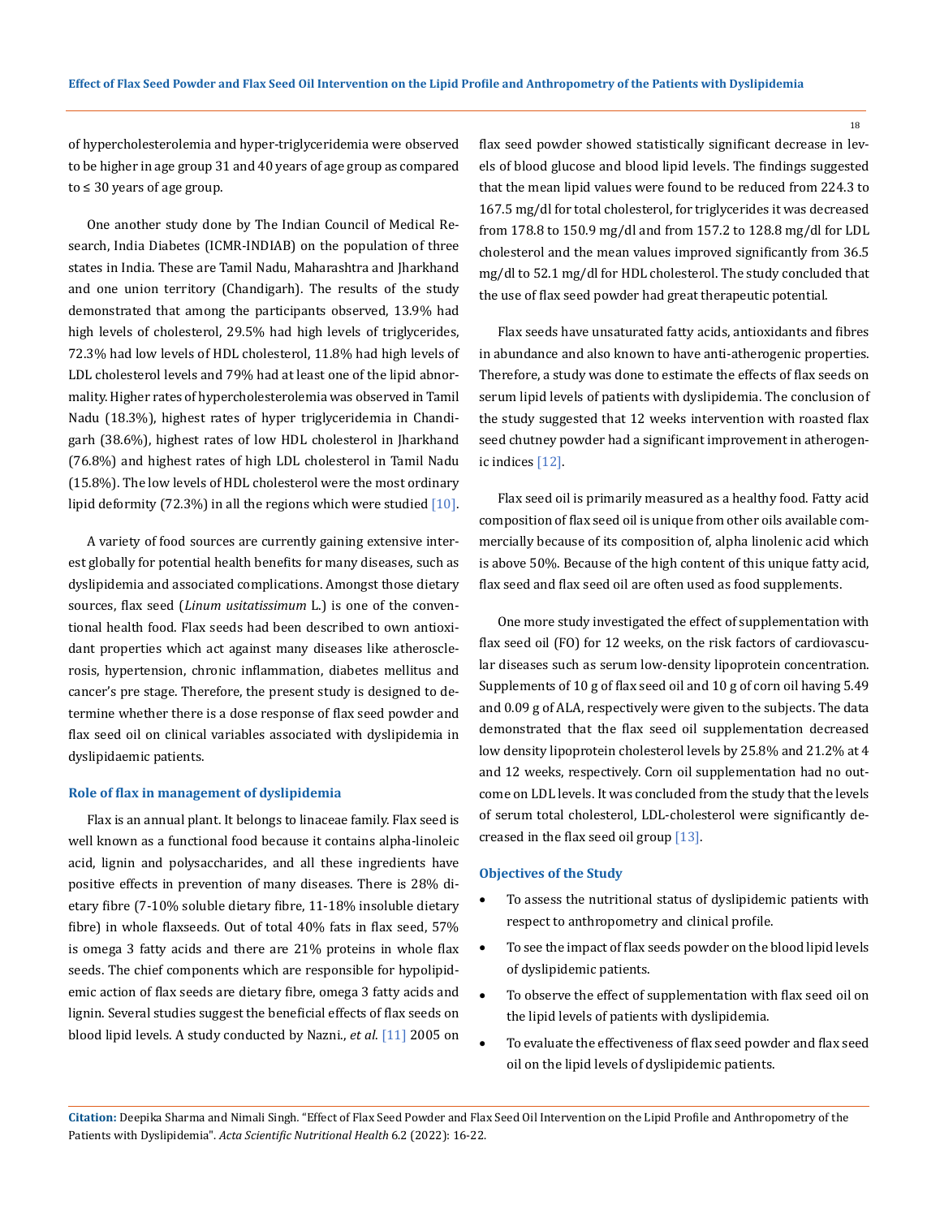of hypercholesterolemia and hyper-triglyceridemia were observed to be higher in age group 31 and 40 years of age group as compared to ≤ 30 years of age group.

One another study done by The Indian Council of Medical Research, India Diabetes (ICMR-INDIAB) on the population of three states in India. These are Tamil Nadu, Maharashtra and Jharkhand and one union territory (Chandigarh). The results of the study demonstrated that among the participants observed, 13.9% had high levels of cholesterol, 29.5% had high levels of triglycerides, 72.3% had low levels of HDL cholesterol, 11.8% had high levels of LDL cholesterol levels and 79% had at least one of the lipid abnormality. Higher rates of hypercholesterolemia was observed in Tamil Nadu (18.3%), highest rates of hyper triglyceridemia in Chandigarh (38.6%), highest rates of low HDL cholesterol in Jharkhand (76.8%) and highest rates of high LDL cholesterol in Tamil Nadu (15.8%). The low levels of HDL cholesterol were the most ordinary lipid deformity (72.3%) in all the regions which were studied [10].

A variety of food sources are currently gaining extensive interest globally for potential health benefits for many diseases, such as dyslipidemia and associated complications. Amongst those dietary sources, flax seed (*Linum usitatissimum* L.) is one of the conventional health food. Flax seeds had been described to own antioxidant properties which act against many diseases like atherosclerosis, hypertension, chronic inflammation, diabetes mellitus and cancer's pre stage. Therefore, the present study is designed to determine whether there is a dose response of flax seed powder and flax seed oil on clinical variables associated with dyslipidemia in dyslipidaemic patients.

### Role of flax in management of dyslipidemia

Flax is an annual plant. It belongs to linaceae family. Flax seed is well known as a functional food because it contains alpha-linoleic acid, lignin and polysaccharides, and all these ingredients have positive effects in prevention of many diseases. There is 28% dietary fibre (7-10% soluble dietary fibre, 11-18% insoluble dietary fibre) in whole flaxseeds. Out of total 40% fats in flax seed, 57% is omega 3 fatty acids and there are 21% proteins in whole flax seeds. The chief components which are responsible for hypolipidemic action of flax seeds are dietary fibre, omega 3 fatty acids and lignin. Several studies suggest the beneficial effects of flax seeds on blood lipid levels. A study conducted by Nazni., *et al*. [11] 2005 on flax seed powder showed statistically significant decrease in levels of blood glucose and blood lipid levels. The findings suggested that the mean lipid values were found to be reduced from 224.3 to 167.5 mg/dl for total cholesterol, for triglycerides it was decreased from 178.8 to 150.9 mg/dl and from 157.2 to 128.8 mg/dl for LDL cholesterol and the mean values improved significantly from 36.5 mg/dl to 52.1 mg/dl for HDL cholesterol. The study concluded that the use of flax seed powder had great therapeutic potential.

Flax seeds have unsaturated fatty acids, antioxidants and fibres in abundance and also known to have anti-atherogenic properties. Therefore, a study was done to estimate the effects of flax seeds on serum lipid levels of patients with dyslipidemia. The conclusion of the study suggested that 12 weeks intervention with roasted flax seed chutney powder had a significant improvement in atherogenic indices [12].

Flax seed oil is primarily measured as a healthy food. Fatty acid composition of flax seed oil is unique from other oils available commercially because of its composition of, alpha linolenic acid which is above 50%. Because of the high content of this unique fatty acid, flax seed and flax seed oil are often used as food supplements.

One more study investigated the effect of supplementation with flax seed oil (FO) for 12 weeks, on the risk factors of cardiovascular diseases such as serum low-density lipoprotein concentration. Supplements of 10 g of flax seed oil and 10 g of corn oil having 5.49 and 0.09 g of ALA, respectively were given to the subjects. The data demonstrated that the flax seed oil supplementation decreased low density lipoprotein cholesterol levels by 25.8% and 21.2% at 4 and 12 weeks, respectively. Corn oil supplementation had no outcome on LDL levels. It was concluded from the study that the levels of serum total cholesterol, LDL-cholesterol were significantly decreased in the flax seed oil group [13].

### Objectives of the Study

- To assess the nutritional status of dyslipidemic patients with respect to anthropometry and clinical profile.
- To see the impact of flax seeds powder on the blood lipid levels of dyslipidemic patients.
- To observe the effect of supplementation with flax seed oil on the lipid levels of patients with dyslipidemia.
- To evaluate the effectiveness of flax seed powder and flax seed oil on the lipid levels of dyslipidemic patients.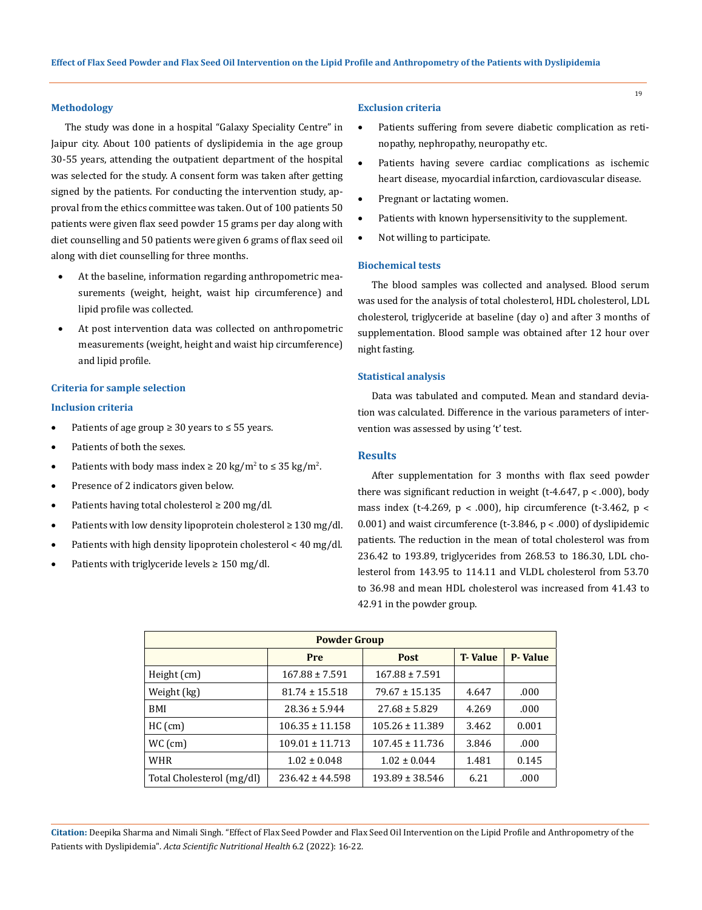## Methodology

The study was done in a hospital "Galaxy Speciality Centre" in Jaipur city. About 100 patients of dyslipidemia in the age group 30-55 years, attending the outpatient department of the hospital was selected for the study. A consent form was taken after getting signed by the patients. For conducting the intervention study, approval from the ethics committee was taken. Out of 100 patients 50 patients were given flax seed powder 15 grams per day along with diet counselling and 50 patients were given 6 grams of flax seed oil along with diet counselling for three months.

- At the baseline, information regarding anthropometric measurements (weight, height, waist hip circumference) and lipid profile was collected.
- At post intervention data was collected on anthropometric measurements (weight, height and waist hip circumference) and lipid profile.

### Criteria for sample selection

### Inclusion criteria

- Patients of age group ≥ 30 years to ≤ 55 years.
- Patients of both the sexes.
- Patients with body mass index ≥ 20 $kg/m^2$ to ≤ 35 $kg/m^2$.
- Presence of 2 indicators given below.
- Patients having total cholesterol ≥ 200 mg/dl.
- Patients with low density lipoprotein cholesterol ≥ 130 mg/dl.
- Patients with high density lipoprotein cholesterol < 40 mg/dl.
- Patients with triglyceride levels ≥ 150 mg/dl.

### Exclusion criteria

- Patients suffering from severe diabetic complication as retinopathy, nephropathy, neuropathy etc.
- Patients having severe cardiac complications as ischemic heart disease, myocardial infarction, cardiovascular disease.
- Pregnant or lactating women.
- Patients with known hypersensitivity to the supplement.
- Not willing to participate.

### Biochemical tests

The blood samples was collected and analysed. Blood serum was used for the analysis of total cholesterol, HDL cholesterol, LDL cholesterol, triglyceride at baseline (day o) and after 3 months of supplementation. Blood sample was obtained after 12 hour over night fasting.

### Statistical analysis

Data was tabulated and computed. Mean and standard deviation was calculated. Difference in the various parameters of intervention was assessed by using 't' test.

## Results

After supplementation for 3 months with flax seed powder there was significant reduction in weight (t-4.647, p < .000), body mass index (t-4.269, p < .000), hip circumference (t-3.462, p < 0.001) and waist circumference (t-3.846, p < .000) of dyslipidemic patients. The reduction in the mean of total cholesterol was from 236.42 to 193.89, triglycerides from 268.53 to 186.30, LDL cholesterol from 143.95 to 114.11 and VLDL cholesterol from 53.70 to 36.98 and mean HDL cholesterol was increased from 41.43 to 42.91 in the powder group.

| Powder Group | | | | |
|---|---|---|---|---|
| | Pre | Post | T- Value | P- Value |
| Height (cm) | 167.88 ± 7.591 | 167.88 ± 7.591 | | |
| Weight (kg) | 81.74 ± 15.518 | 79.67 ± 15.135 | 4.647 | .000 |
| BMI | 28.36 ± 5.944 | 27.68 ± 5.829 | 4.269 | .000 |
| HC (cm) | 106.35 ± 11.158 | 105.26 ± 11.389 | 3.462 | 0.001 |
| WC (cm) | 109.01 ± 11.713 | 107.45 ± 11.736 | 3.846 | .000 |
| WHR | 1.02 ± 0.048 | 1.02 ± 0.044 | 1.481 | 0.145 |
| Total Cholesterol (mg/dl) | 236.42 ± 44.598 | 193.89 ± 38.546 | 6.21 | .000 |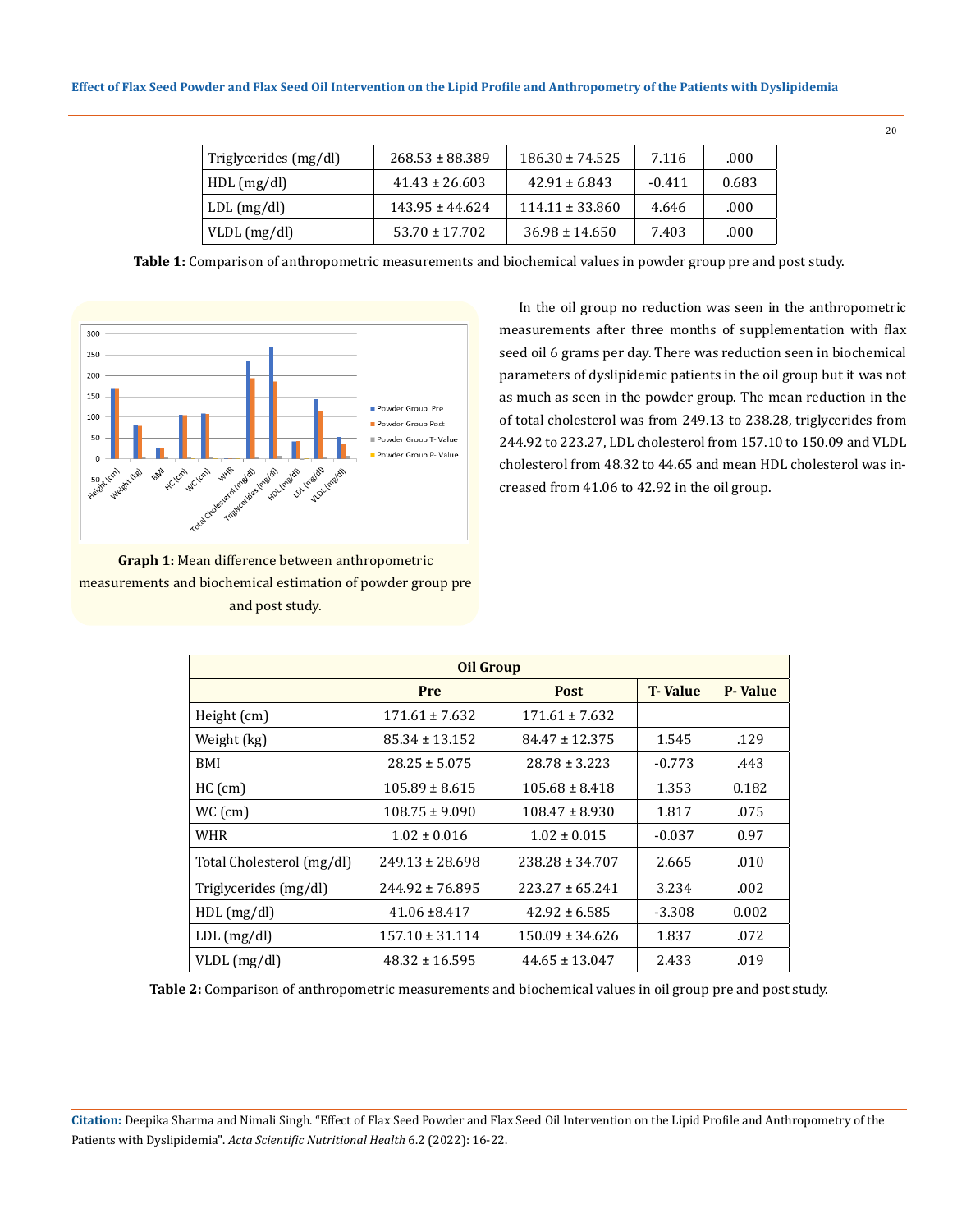| Triglycerides (mg/dl) | 268.53 ± 88.389 | 186.30 ± 74.525 | 7.116 | .000 |
|---|---|---|---|---|
| HDL (mg/dl) | 41.43 ± 26.603 | 42.91 ± 6.843 | -0.411 | 0.683 |
| LDL (mg/dl) | 143.95 ± 44.624 | 114.11 ± 33.860 | 4.646 | .000 |
| VLDL (mg/dl) | 53.70 ± 17.702 | 36.98 ± 14.650 | 7.403 | .000 |

**Table 1:** Comparison of anthropometric measurements and biochemical values in powder group pre and post study.

**Graph 1:** Mean difference between anthropometric measurements and biochemical estimation of powder group pre and post study.

In the oil group no reduction was seen in the anthropometric measurements after three months of supplementation with flax seed oil 6 grams per day. There was reduction seen in biochemical parameters of dyslipidemic patients in the oil group but it was not as much as seen in the powder group. The mean reduction in the of total cholesterol was from 249.13 to 238.28, triglycerides from 244.92 to 223.27, LDL cholesterol from 157.10 to 150.09 and VLDL cholesterol from 48.32 to 44.65 and mean HDL cholesterol was increased from 41.06 to 42.92 in the oil group.

| Oil Group | | | | |
|---|---|---|---|---|
| | **Pre** | **Post** | **T- Value** | **P- Value** |
| Height (cm) | 171.61 ± 7.632 | 171.61 ± 7.632 | | |
| Weight (kg) | 85.34 ± 13.152 | 84.47 ± 12.375 | 1.545 | .129 |
| BMI | 28.25 ± 5.075 | 28.78 ± 3.223 | -0.773 | .443 |
| HC (cm) | 105.89 ± 8.615 | 105.68 ± 8.418 | 1.353 | 0.182 |
| WC (cm) | 108.75 ± 9.090 | 108.47 ± 8.930 | 1.817 | .075 |
| WHR | 1.02 ± 0.016 | 1.02 ± 0.015 | -0.037 | 0.97 |
| Total Cholesterol (mg/dl) | 249.13 ± 28.698 | 238.28 ± 34.707 | 2.665 | .010 |
| Triglycerides (mg/dl) | 244.92 ± 76.895 | 223.27 ± 65.241 | 3.234 | .002 |
| HDL (mg/dl) | 41.06 ±8.417 | 42.92 ± 6.585 | -3.308 | 0.002 |
| LDL (mg/dl) | 157.10 ± 31.114 | 150.09 ± 34.626 | 1.837 | .072 |
| VLDL (mg/dl) | 48.32 ± 16.595 | 44.65 ± 13.047 | 2.433 | .019 |

**Table 2:** Comparison of anthropometric measurements and biochemical values in oil group pre and post study.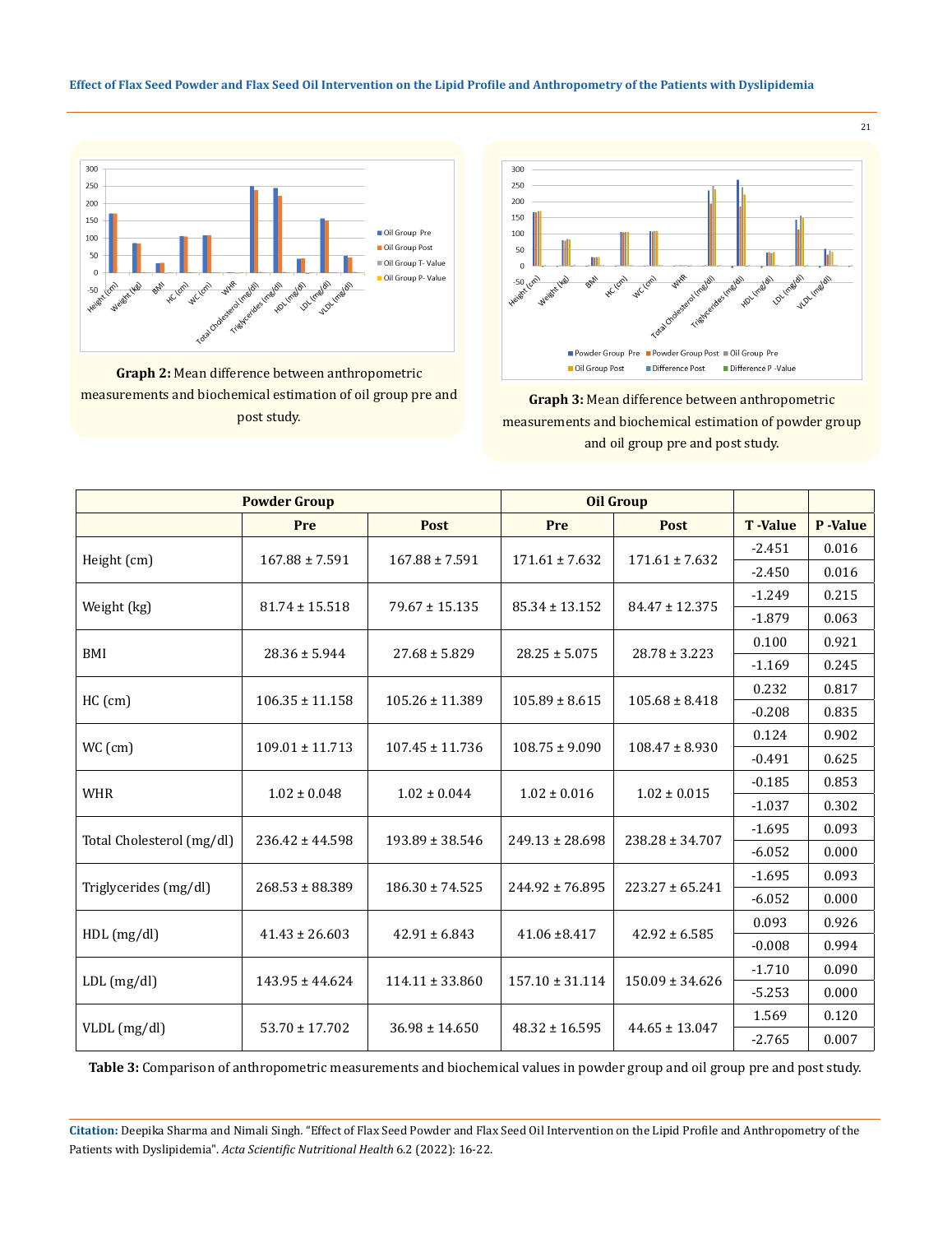**Graph 2:** Mean difference between anthropometric measurements and biochemical estimation of oil group pre and post study.

**Graph 3:** Mean difference between anthropometric measurements and biochemical estimation of powder group and oil group pre and post study.

| | Powder Group | | Oil Group | | | |
|---|---|---|---|---|---|---|
| | Pre | Post | Pre | Post | T -Value | P -Value |
| Height (cm) | 167.88 ± 7.591 | 167.88 ± 7.591 | 171.61 ± 7.632 | 171.61 ± 7.632 | -2.451 | 0.016 |
| | | | | | -2.450 | 0.016 |
| Weight (kg) | 81.74 ± 15.518 | 79.67 ± 15.135 | 85.34 ± 13.152 | 84.47 ± 12.375 | -1.249 | 0.215 |
| | | | | | -1.879 | 0.063 |
| BMI | 28.36 ± 5.944 | 27.68 ± 5.829 | 28.25 ± 5.075 | 28.78 ± 3.223 | 0.100 | 0.921 |
| | | | | | -1.169 | 0.245 |
| HC (cm) | 106.35 ± 11.158 | 105.26 ± 11.389 | 105.89 ± 8.615 | 105.68 ± 8.418 | 0.232 | 0.817 |
| | | | | | -0.208 | 0.835 |
| WC (cm) | 109.01 ± 11.713 | 107.45 ± 11.736 | 108.75 ± 9.090 | 108.47 ± 8.930 | 0.124 | 0.902 |
| | | | | | -0.491 | 0.625 |
| WHR | 1.02 ± 0.048 | 1.02 ± 0.044 | 1.02 ± 0.016 | 1.02 ± 0.015 | -0.185 | 0.853 |
| | | | | | -1.037 | 0.302 |
| Total Cholesterol (mg/dl) | 236.42 ± 44.598 | 193.89 ± 38.546 | 249.13 ± 28.698 | 238.28 ± 34.707 | -1.695 | 0.093 |
| | | | | | -6.052 | 0.000 |
| Triglycerides (mg/dl) | 268.53 ± 88.389 | 186.30 ± 74.525 | 244.92 ± 76.895 | 223.27 ± 65.241 | -1.695 | 0.093 |
| | | | | | -6.052 | 0.000 |
| HDL (mg/dl) | 41.43 ± 26.603 | 42.91 ± 6.843 | 41.06 ±8.417 | 42.92 ± 6.585 | 0.093 | 0.926 |
| | | | | | -0.008 | 0.994 |
| LDL (mg/dl) | 143.95 ± 44.624 | 114.11 ± 33.860 | 157.10 ± 31.114 | 150.09 ± 34.626 | -1.710 | 0.090 |
| | | | | | -5.253 | 0.000 |
| VLDL (mg/dl) | 53.70 ± 17.702 | 36.98 ± 14.650 | 48.32 ± 16.595 | 44.65 ± 13.047 | 1.569 | 0.120 |
| | | | | | -2.765 | 0.007 |

**Table 3:** Comparison of anthropometric measurements and biochemical values in powder group and oil group pre and post study.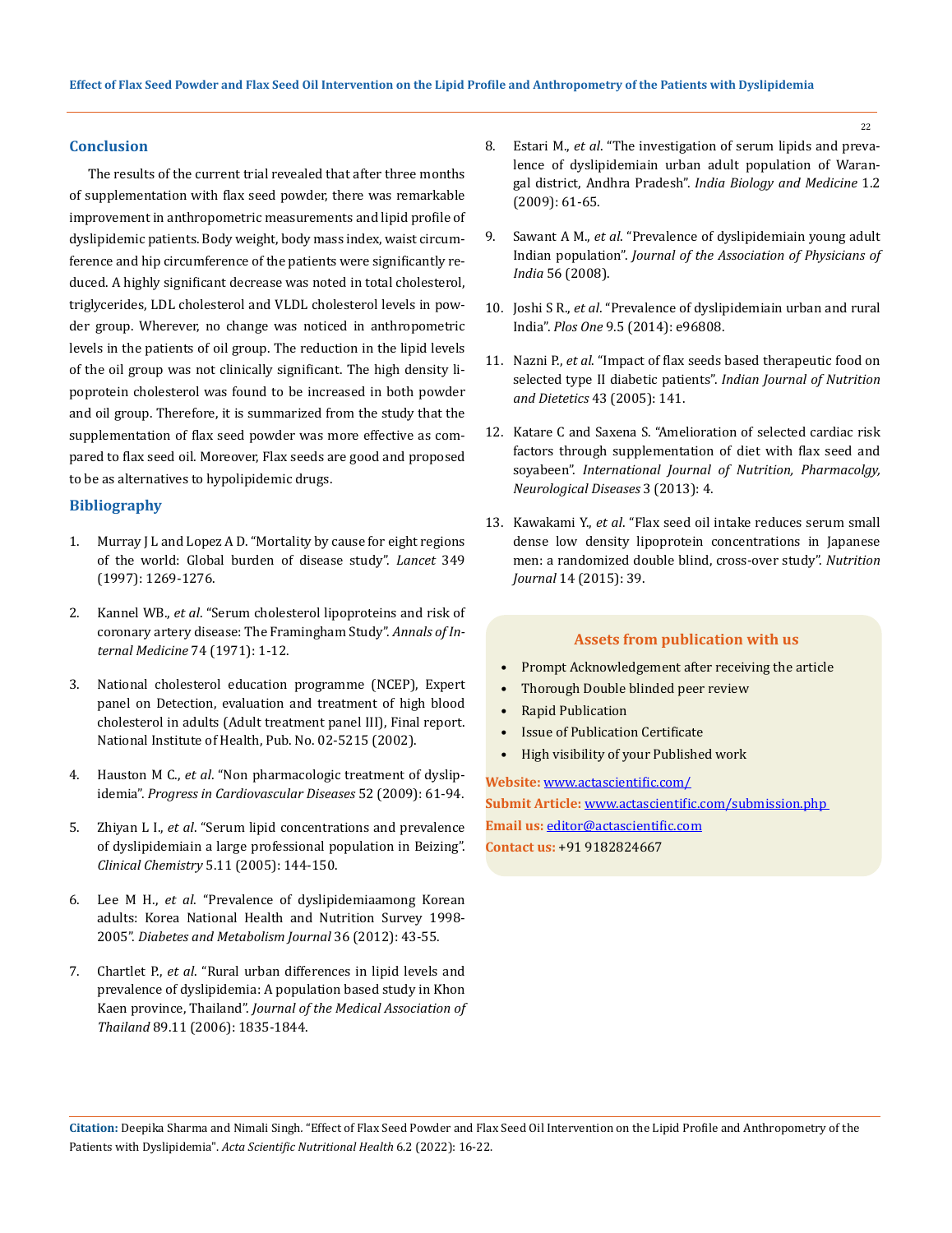## Conclusion

The results of the current trial revealed that after three months of supplementation with flax seed powder, there was remarkable improvement in anthropometric measurements and lipid profile of dyslipidemic patients. Body weight, body mass index, waist circumference and hip circumference of the patients were significantly reduced. A highly significant decrease was noted in total cholesterol, triglycerides, LDL cholesterol and VLDL cholesterol levels in powder group. Wherever, no change was noticed in anthropometric levels in the patients of oil group. The reduction in the lipid levels of the oil group was not clinically significant. The high density lipoprotein cholesterol was found to be increased in both powder and oil group. Therefore, it is summarized from the study that the supplementation of flax seed powder was more effective as compared to flax seed oil. Moreover, Flax seeds are good and proposed to be as alternatives to hypolipidemic drugs.

## Bibliography

1. Murray J L and Lopez A D. "Mortality by cause for eight regions of the world: Global burden of disease study". *Lancet* 349 (1997): 1269-1276.
2. Kannel WB., *et al*. "Serum cholesterol lipoproteins and risk of coronary artery disease: The Framingham Study". *Annals of Internal Medicine* 74 (1971): 1-12.
3. National cholesterol education programme (NCEP), Expert panel on Detection, evaluation and treatment of high blood cholesterol in adults (Adult treatment panel III), Final report. National Institute of Health, Pub. No. 02-5215 (2002).
4. Hauston M C., *et al*. "Non pharmacologic treatment of dyslipidemia". *Progress in Cardiovascular Diseases* 52 (2009): 61-94.
5. Zhiyan L I., *et al*. "Serum lipid concentrations and prevalence of dyslipidemiain a large professional population in Beizing". *Clinical Chemistry* 5.11 (2005): 144-150.
6. Lee M H., *et al*. "Prevalence of dyslipidemiaamong Korean adults: Korea National Health and Nutrition Survey 1998-2005". *Diabetes and Metabolism Journal* 36 (2012): 43-55.
7. Chartlet P., *et al*. "Rural urban differences in lipid levels and prevalence of dyslipidemia: A population based study in Khon Kaen province, Thailand". *Journal of the Medical Association of Thailand* 89.11 (2006): 1835-1844.
8. Estari M., *et al*. "The investigation of serum lipids and prevalence of dyslipidemiain urban adult population of Warangal district, Andhra Pradesh". *India Biology and Medicine* 1.2 (2009): 61-65.
9. Sawant A M., *et al*. "Prevalence of dyslipidemiain young adult Indian population". *Journal of the Association of Physicians of India* 56 (2008).
10. Joshi S R., *et al*. "Prevalence of dyslipidemiain urban and rural India". *Plos One* 9.5 (2014): e96808.
11. Nazni P., *et al*. "Impact of flax seeds based therapeutic food on selected type II diabetic patients". *Indian Journal of Nutrition and Dietetics* 43 (2005): 141.
12. Katare C and Saxena S. "Amelioration of selected cardiac risk factors through supplementation of diet with flax seed and soyabeen". *International Journal of Nutrition, Pharmacolgy, Neurological Diseases* 3 (2013): 4.
13. Kawakami Y., *et al*. "Flax seed oil intake reduces serum small dense low density lipoprotein concentrations in Japanese men: a randomized double blind, cross-over study". *Nutrition Journal* 14 (2015): 39.

**Assets from publication with us**

- Prompt Acknowledgement after receiving the article
- Thorough Double blinded peer review
- Rapid Publication
- Issue of Publication Certificate
- High visibility of your Published work

**Website:** www.actascientific.com/
**Submit Article:** www.actascientific.com/submission.php
**Email us:** editor@actascientific.com
**Contact us:** +91 9182824667